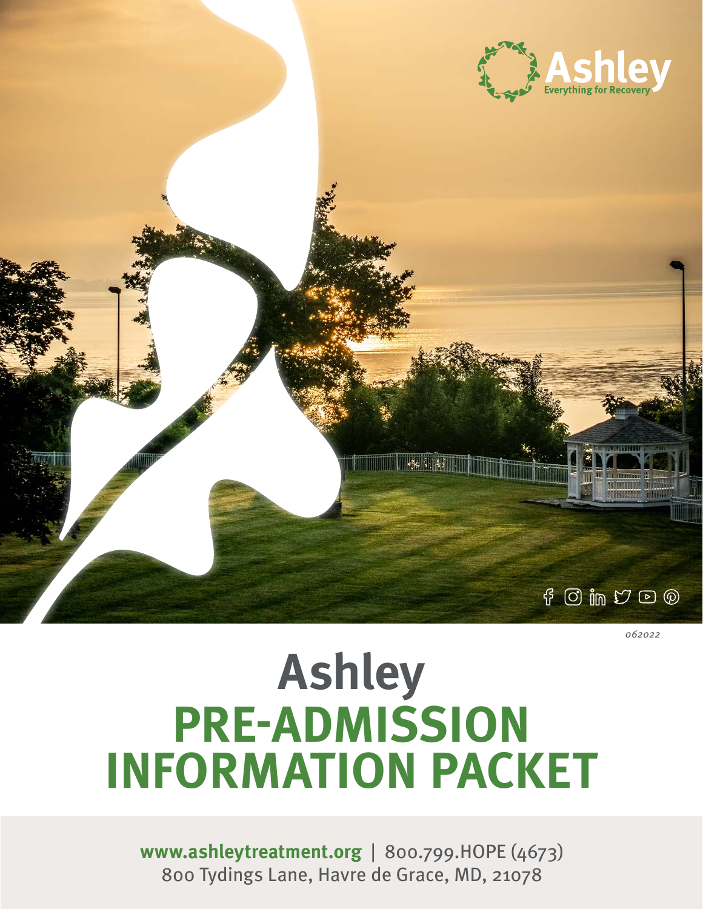Ashley
Everything for Recovery

062022

# Ashley
# PRE-ADMISSION INFORMATION PACKET

**www.ashleytreatment.org** | 800.799.HOPE (4673)
800 Tydings Lane, Havre de Grace, MD, 21078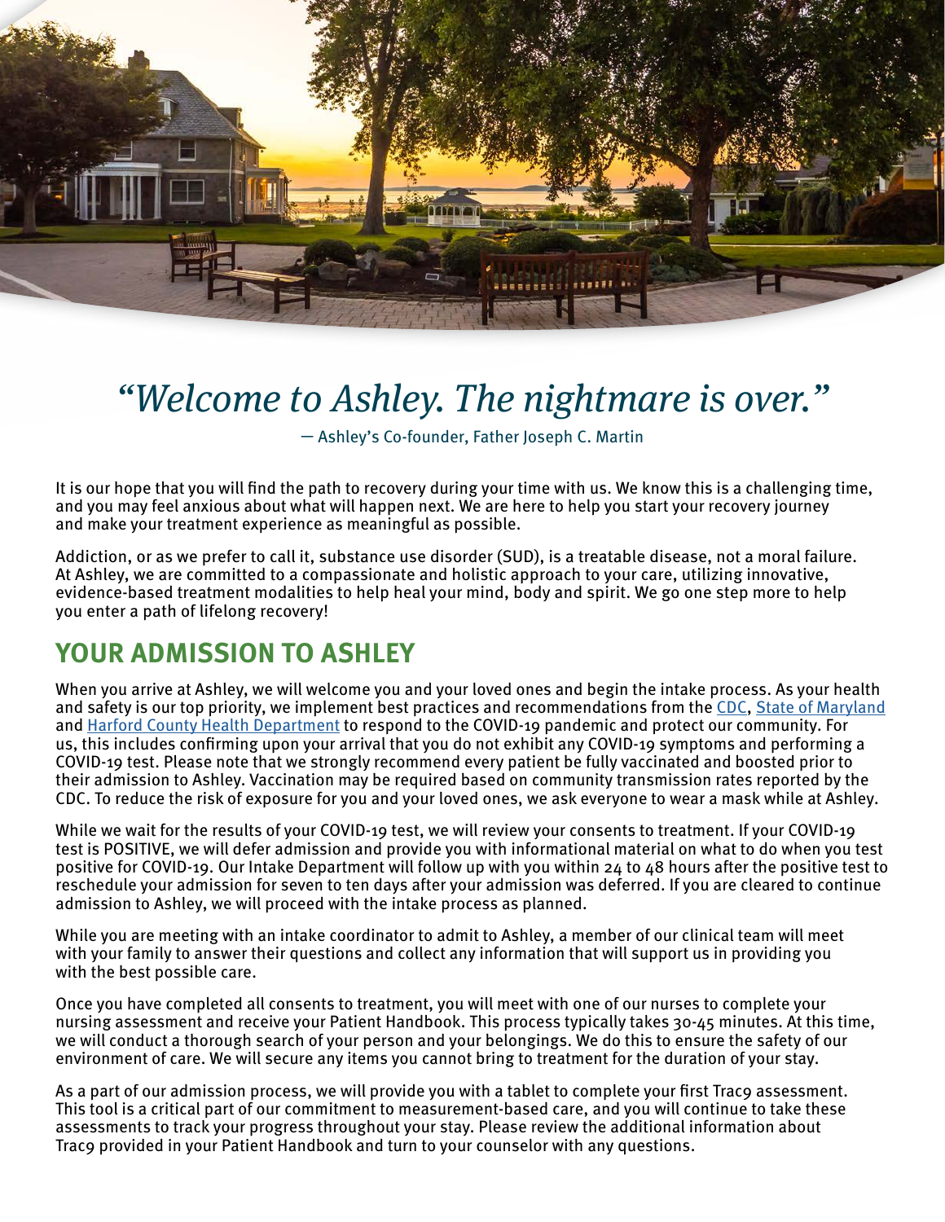*"Welcome to Ashley. The nightmare is over."*

— Ashley's Co-founder, Father Joseph C. Martin

It is our hope that you will find the path to recovery during your time with us. We know this is a challenging time, and you may feel anxious about what will happen next. We are here to help you start your recovery journey and make your treatment experience as meaningful as possible.

Addiction, or as we prefer to call it, substance use disorder (SUD), is a treatable disease, not a moral failure. At Ashley, we are committed to a compassionate and holistic approach to your care, utilizing innovative, evidence-based treatment modalities to help heal your mind, body and spirit. We go one step more to help you enter a path of lifelong recovery!

## YOUR ADMISSION TO ASHLEY

When you arrive at Ashley, we will welcome you and your loved ones and begin the intake process. As your health and safety is our top priority, we implement best practices and recommendations from the CDC, State of Maryland and Harford County Health Department to respond to the COVID-19 pandemic and protect our community. For us, this includes confirming upon your arrival that you do not exhibit any COVID-19 symptoms and performing a COVID-19 test. Please note that we strongly recommend every patient be fully vaccinated and boosted prior to their admission to Ashley. Vaccination may be required based on community transmission rates reported by the CDC. To reduce the risk of exposure for you and your loved ones, we ask everyone to wear a mask while at Ashley.

While we wait for the results of your COVID-19 test, we will review your consents to treatment. If your COVID-19 test is POSITIVE, we will defer admission and provide you with informational material on what to do when you test positive for COVID-19. Our Intake Department will follow up with you within 24 to 48 hours after the positive test to reschedule your admission for seven to ten days after your admission was deferred. If you are cleared to continue admission to Ashley, we will proceed with the intake process as planned.

While you are meeting with an intake coordinator to admit to Ashley, a member of our clinical team will meet with your family to answer their questions and collect any information that will support us in providing you with the best possible care.

Once you have completed all consents to treatment, you will meet with one of our nurses to complete your nursing assessment and receive your Patient Handbook. This process typically takes 30-45 minutes. At this time, we will conduct a thorough search of your person and your belongings. We do this to ensure the safety of our environment of care. We will secure any items you cannot bring to treatment for the duration of your stay.

As a part of our admission process, we will provide you with a tablet to complete your first Trac9 assessment. This tool is a critical part of our commitment to measurement-based care, and you will continue to take these assessments to track your progress throughout your stay. Please review the additional information about Trac9 provided in your Patient Handbook and turn to your counselor with any questions.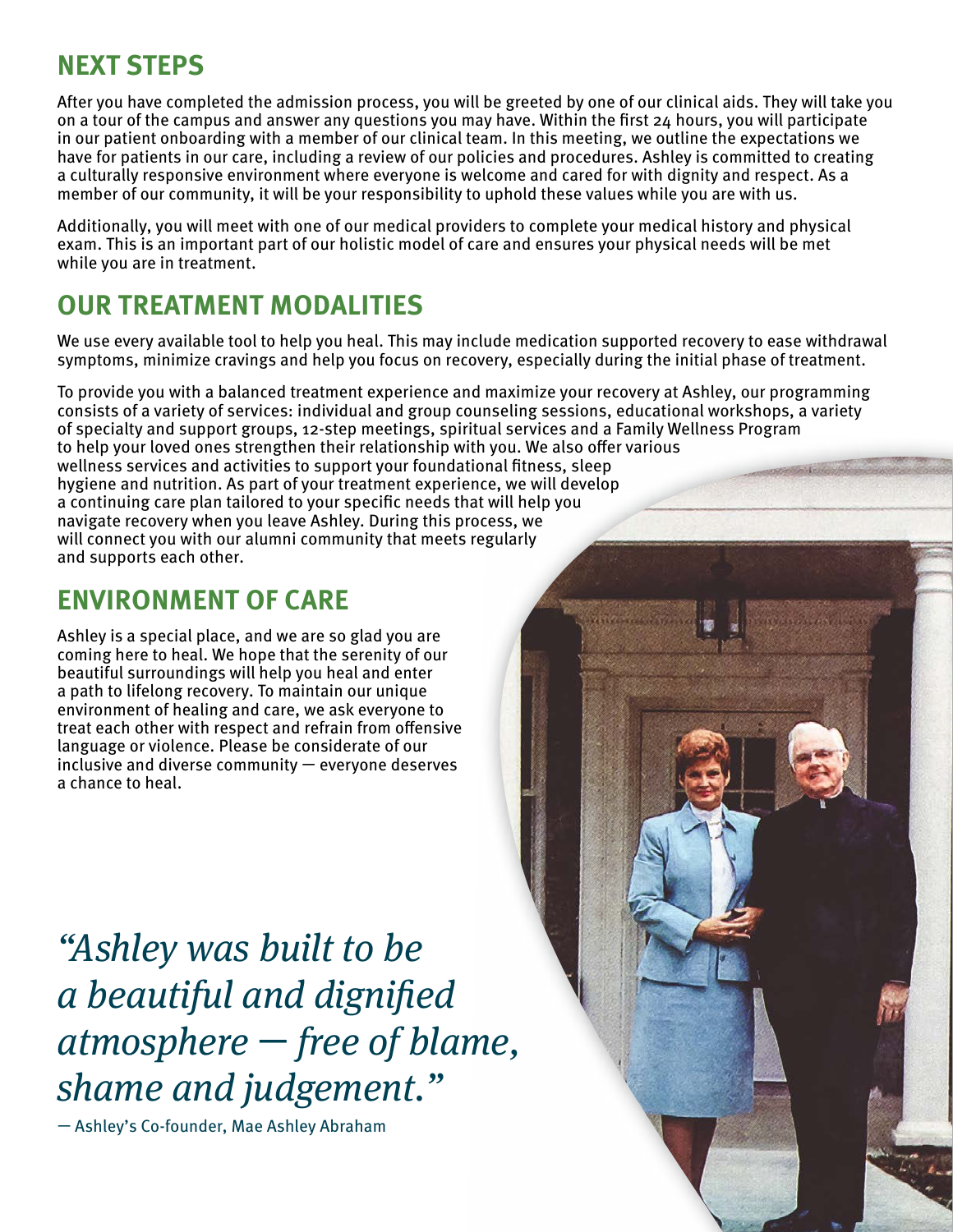## NEXT STEPS

After you have completed the admission process, you will be greeted by one of our clinical aids. They will take you on a tour of the campus and answer any questions you may have. Within the first 24 hours, you will participate in our patient onboarding with a member of our clinical team. In this meeting, we outline the expectations we have for patients in our care, including a review of our policies and procedures. Ashley is committed to creating a culturally responsive environment where everyone is welcome and cared for with dignity and respect. As a member of our community, it will be your responsibility to uphold these values while you are with us.

Additionally, you will meet with one of our medical providers to complete your medical history and physical exam. This is an important part of our holistic model of care and ensures your physical needs will be met while you are in treatment.

## OUR TREATMENT MODALITIES

We use every available tool to help you heal. This may include medication supported recovery to ease withdrawal symptoms, minimize cravings and help you focus on recovery, especially during the initial phase of treatment.

To provide you with a balanced treatment experience and maximize your recovery at Ashley, our programming consists of a variety of services: individual and group counseling sessions, educational workshops, a variety of specialty and support groups, 12-step meetings, spiritual services and a Family Wellness Program to help your loved ones strengthen their relationship with you. We also offer various wellness services and activities to support your foundational fitness, sleep hygiene and nutrition. As part of your treatment experience, we will develop a continuing care plan tailored to your specific needs that will help you navigate recovery when you leave Ashley. During this process, we will connect you with our alumni community that meets regularly and supports each other.

## ENVIRONMENT OF CARE

Ashley is a special place, and we are so glad you are coming here to heal. We hope that the serenity of our beautiful surroundings will help you heal and enter a path to lifelong recovery. To maintain our unique environment of healing and care, we ask everyone to treat each other with respect and refrain from offensive language or violence. Please be considerate of our inclusive and diverse community — everyone deserves a chance to heal.

*"Ashley was built to be a beautiful and dignified atmosphere — free of blame, shame and judgement."*

— Ashley's Co-founder, Mae Ashley Abraham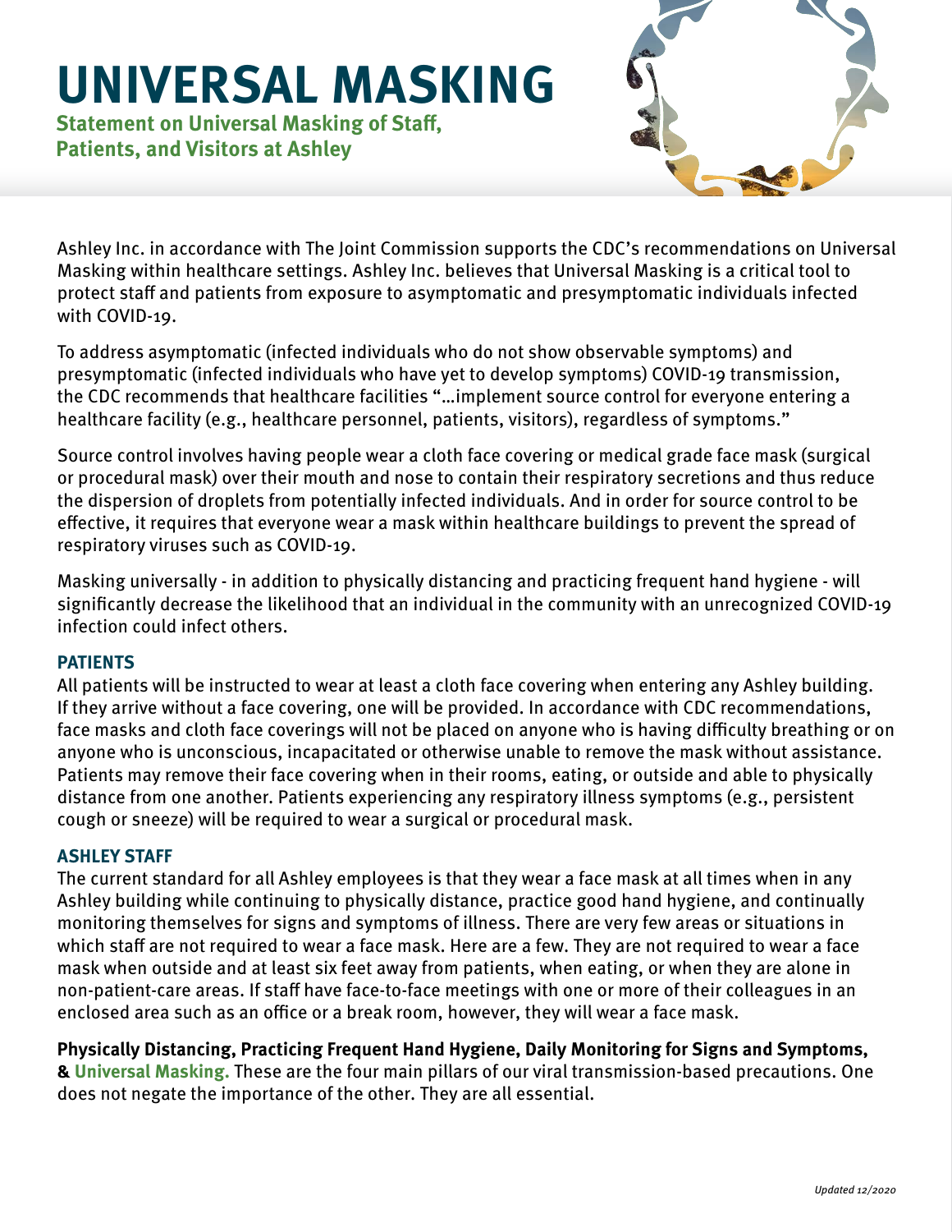# UNIVERSAL MASKING

**Statement on Universal Masking of Staff, Patients, and Visitors at Ashley**

Ashley Inc. in accordance with The Joint Commission supports the CDC's recommendations on Universal Masking within healthcare settings. Ashley Inc. believes that Universal Masking is a critical tool to protect staff and patients from exposure to asymptomatic and presymptomatic individuals infected with COVID-19.

To address asymptomatic (infected individuals who do not show observable symptoms) and presymptomatic (infected individuals who have yet to develop symptoms) COVID-19 transmission, the CDC recommends that healthcare facilities "…implement source control for everyone entering a healthcare facility (e.g., healthcare personnel, patients, visitors), regardless of symptoms."

Source control involves having people wear a cloth face covering or medical grade face mask (surgical or procedural mask) over their mouth and nose to contain their respiratory secretions and thus reduce the dispersion of droplets from potentially infected individuals. And in order for source control to be effective, it requires that everyone wear a mask within healthcare buildings to prevent the spread of respiratory viruses such as COVID-19.

Masking universally - in addition to physically distancing and practicing frequent hand hygiene - will significantly decrease the likelihood that an individual in the community with an unrecognized COVID-19 infection could infect others.

## PATIENTS

All patients will be instructed to wear at least a cloth face covering when entering any Ashley building. If they arrive without a face covering, one will be provided. In accordance with CDC recommendations, face masks and cloth face coverings will not be placed on anyone who is having difficulty breathing or on anyone who is unconscious, incapacitated or otherwise unable to remove the mask without assistance. Patients may remove their face covering when in their rooms, eating, or outside and able to physically distance from one another. Patients experiencing any respiratory illness symptoms (e.g., persistent cough or sneeze) will be required to wear a surgical or procedural mask.

## ASHLEY STAFF

The current standard for all Ashley employees is that they wear a face mask at all times when in any Ashley building while continuing to physically distance, practice good hand hygiene, and continually monitoring themselves for signs and symptoms of illness. There are very few areas or situations in which staff are not required to wear a face mask. Here are a few. They are not required to wear a face mask when outside and at least six feet away from patients, when eating, or when they are alone in non-patient-care areas. If staff have face-to-face meetings with one or more of their colleagues in an enclosed area such as an office or a break room, however, they will wear a face mask.

**Physically Distancing, Practicing Frequent Hand Hygiene, Daily Monitoring for Signs and Symptoms, & Universal Masking.** These are the four main pillars of our viral transmission-based precautions. One does not negate the importance of the other. They are all essential.

*Updated 12/2020*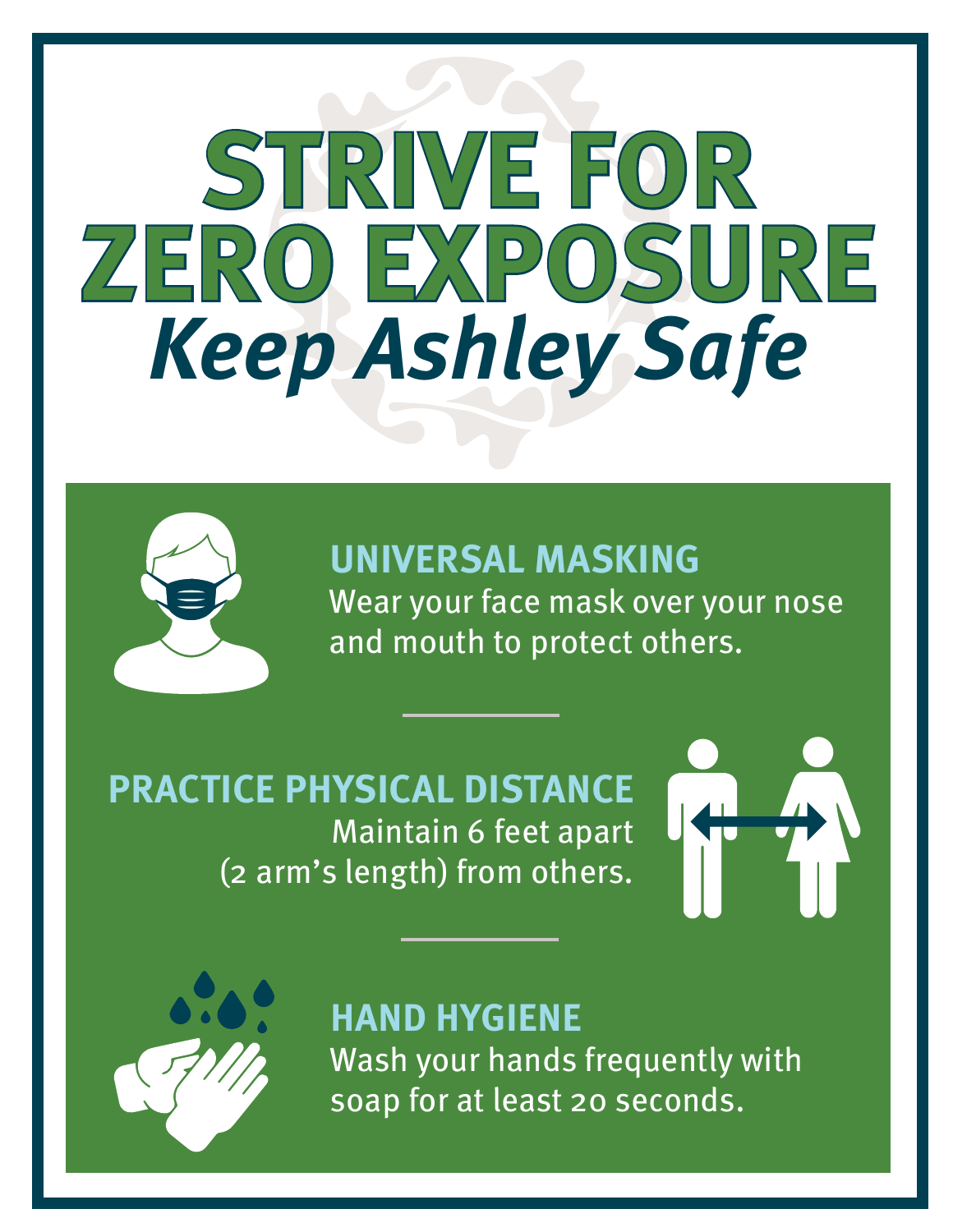# STRIVE FOR ZERO EXPOSURE

## *Keep Ashley Safe*

### UNIVERSAL MASKING

Wear your face mask over your nose and mouth to protect others.

### PRACTICE PHYSICAL DISTANCE

Maintain 6 feet apart (2 arm's length) from others.

### HAND HYGIENE

Wash your hands frequently with soap for at least 20 seconds.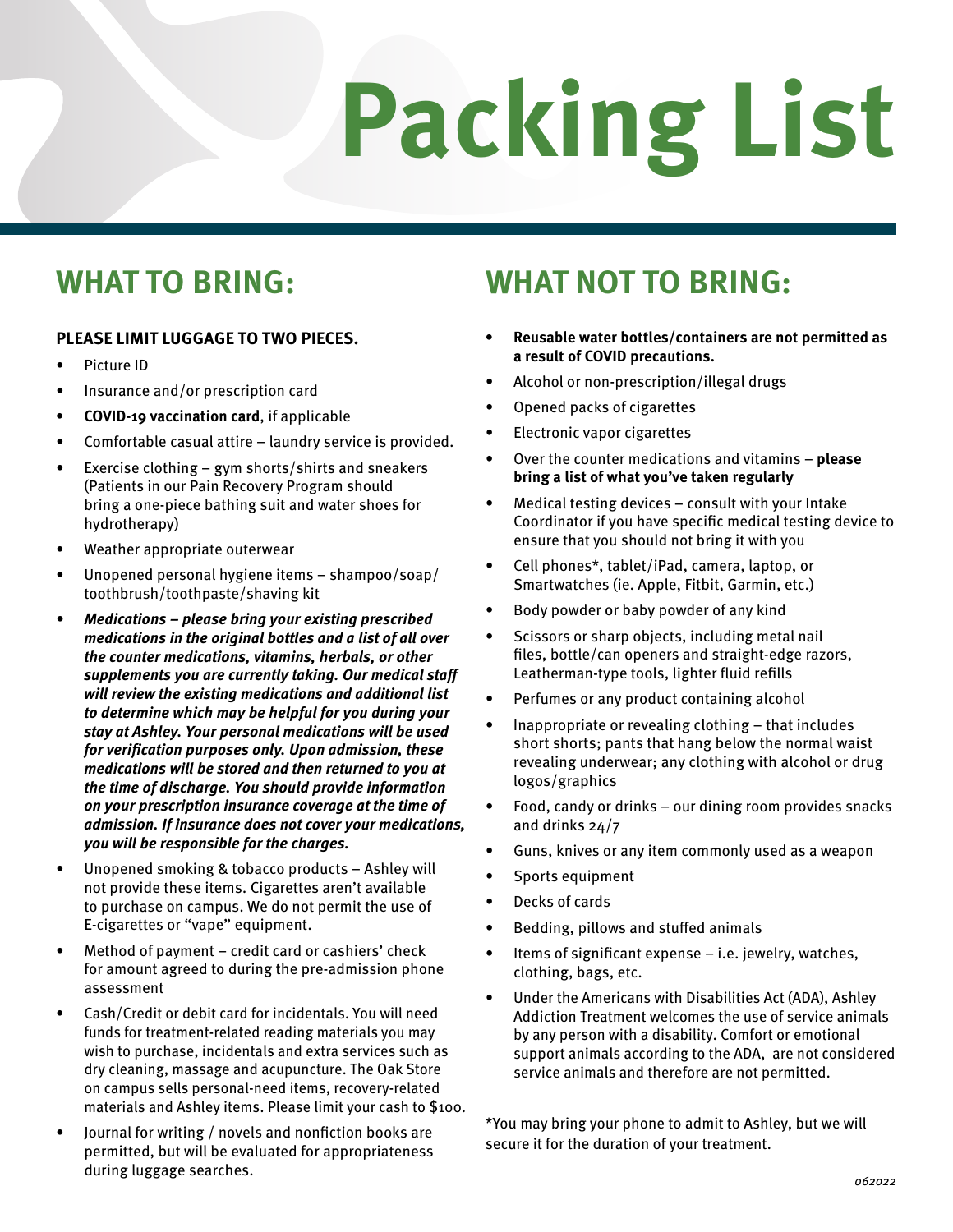# Packing List

## WHAT TO BRING:

**PLEASE LIMIT LUGGAGE TO TWO PIECES.**

- Picture ID
- Insurance and/or prescription card
- **COVID-19 vaccination card**, if applicable
- Comfortable casual attire – laundry service is provided.
- Exercise clothing – gym shorts/shirts and sneakers (Patients in our Pain Recovery Program should bring a one-piece bathing suit and water shoes for hydrotherapy)
- Weather appropriate outerwear
- Unopened personal hygiene items – shampoo/soap/toothbrush/toothpaste/shaving kit
- ***Medications – please bring your existing prescribed medications in the original bottles and a list of all over the counter medications, vitamins, herbals, or other supplements you are currently taking. Our medical staff will review the existing medications and additional list to determine which may be helpful for you during your stay at Ashley. Your personal medications will be used for verification purposes only. Upon admission, these medications will be stored and then returned to you at the time of discharge. You should provide information on your prescription insurance coverage at the time of admission. If insurance does not cover your medications, you will be responsible for the charges.***
- Unopened smoking & tobacco products – Ashley will not provide these items. Cigarettes aren't available to purchase on campus. We do not permit the use of E-cigarettes or "vape" equipment.
- Method of payment – credit card or cashiers' check for amount agreed to during the pre-admission phone assessment
- Cash/Credit or debit card for incidentals. You will need funds for treatment-related reading materials you may wish to purchase, incidentals and extra services such as dry cleaning, massage and acupuncture. The Oak Store on campus sells personal-need items, recovery-related materials and Ashley items. Please limit your cash to $100.
- Journal for writing / novels and nonfiction books are permitted, but will be evaluated for appropriateness during luggage searches.

## WHAT NOT TO BRING:

- **Reusable water bottles/containers are not permitted as a result of COVID precautions.**
- Alcohol or non-prescription/illegal drugs
- Opened packs of cigarettes
- Electronic vapor cigarettes
- Over the counter medications and vitamins – **please bring a list of what you've taken regularly**
- Medical testing devices – consult with your Intake Coordinator if you have specific medical testing device to ensure that you should not bring it with you
- Cell phones*, tablet/iPad, camera, laptop, or Smartwatches (ie. Apple, Fitbit, Garmin, etc.)
- Body powder or baby powder of any kind
- Scissors or sharp objects, including metal nail files, bottle/can openers and straight-edge razors, Leatherman-type tools, lighter fluid refills
- Perfumes or any product containing alcohol
- Inappropriate or revealing clothing – that includes short shorts; pants that hang below the normal waist revealing underwear; any clothing with alcohol or drug logos/graphics
- Food, candy or drinks – our dining room provides snacks and drinks 24/7
- Guns, knives or any item commonly used as a weapon
- Sports equipment
- Decks of cards
- Bedding, pillows and stuffed animals
- Items of significant expense – i.e. jewelry, watches, clothing, bags, etc.
- Under the Americans with Disabilities Act (ADA), Ashley Addiction Treatment welcomes the use of service animals by any person with a disability. Comfort or emotional support animals according to the ADA, are not considered service animals and therefore are not permitted.

*You may bring your phone to admit to Ashley, but we will secure it for the duration of your treatment.

062022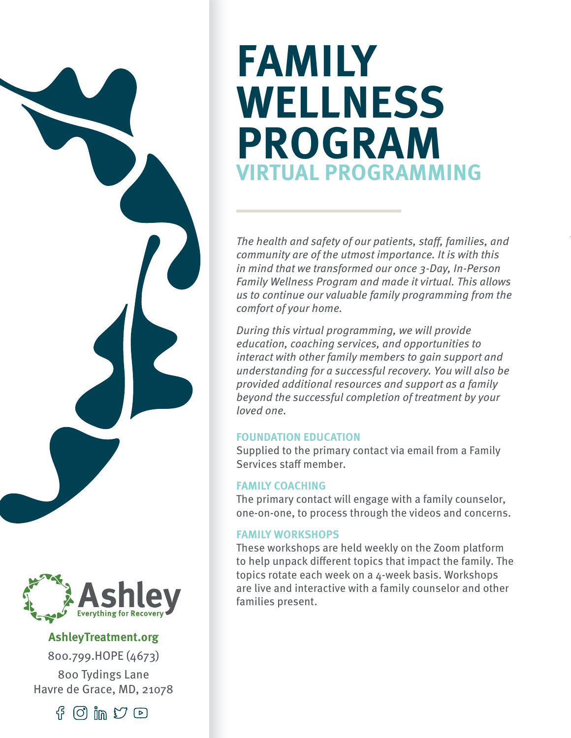# FAMILY WELLNESS PROGRAM

## VIRTUAL PROGRAMMING

*The health and safety of our patients, staff, families, and community are of the utmost importance. It is with this in mind that we transformed our once 3-Day, In-Person Family Wellness Program and made it virtual. This allows us to continue our valuable family programming from the comfort of your home.*

*During this virtual programming, we will provide education, coaching services, and opportunities to interact with other family members to gain support and understanding for a successful recovery. You will also be provided additional resources and support as a family beyond the successful completion of treatment by your loved one.*

### FOUNDATION EDUCATION

Supplied to the primary contact via email from a Family Services staff member.

### FAMILY COACHING

The primary contact will engage with a family counselor, one-on-one, to process through the videos and concerns.

### FAMILY WORKSHOPS

These workshops are held weekly on the Zoom platform to help unpack different topics that impact the family. The topics rotate each week on a 4-week basis. Workshops are live and interactive with a family counselor and other families present.

Ashley
Everything for Recovery

**AshleyTreatment.org**

800.799.HOPE (4673)

800 Tydings Lane
Havre de Grace, MD, 21078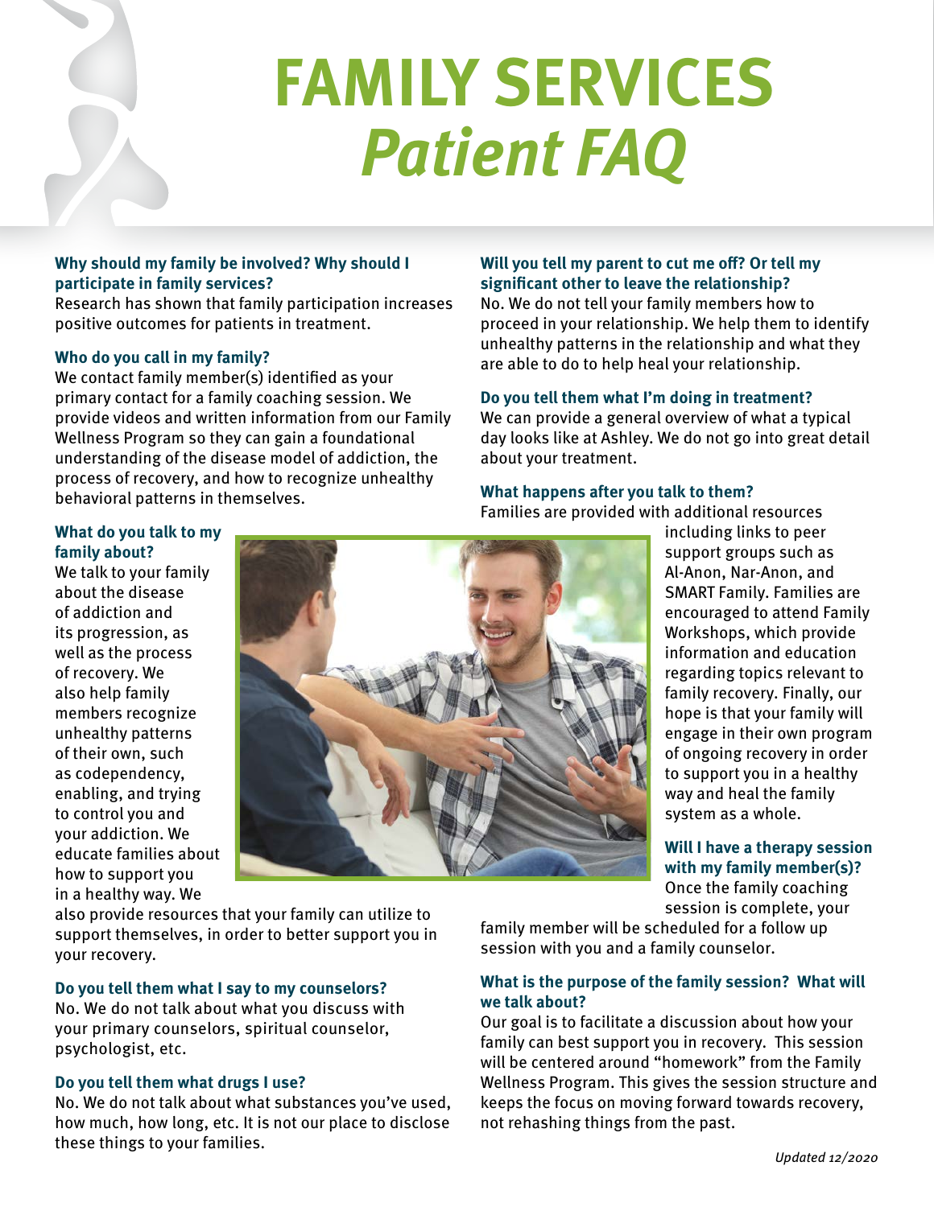# FAMILY SERVICES
# *Patient FAQ*

### Why should my family be involved? Why should I participate in family services?

Research has shown that family participation increases positive outcomes for patients in treatment.

### Who do you call in my family?

We contact family member(s) identified as your primary contact for a family coaching session. We provide videos and written information from our Family Wellness Program so they can gain a foundational understanding of the disease model of addiction, the process of recovery, and how to recognize unhealthy behavioral patterns in themselves.

### What do you talk to my family about?

We talk to your family about the disease of addiction and its progression, as well as the process of recovery. We also help family members recognize unhealthy patterns of their own, such as codependency, enabling, and trying to control you and your addiction. We educate families about how to support you in a healthy way. We also provide resources that your family can utilize to support themselves, in order to better support you in your recovery.

### Do you tell them what I say to my counselors?

No. We do not talk about what you discuss with your primary counselors, spiritual counselor, psychologist, etc.

### Do you tell them what drugs I use?

No. We do not talk about what substances you've used, how much, how long, etc. It is not our place to disclose these things to your families.

### Will you tell my parent to cut me off? Or tell my significant other to leave the relationship?

No. We do not tell your family members how to proceed in your relationship. We help them to identify unhealthy patterns in the relationship and what they are able to do to help heal your relationship.

### Do you tell them what I'm doing in treatment?

We can provide a general overview of what a typical day looks like at Ashley. We do not go into great detail about your treatment.

### What happens after you talk to them?

Families are provided with additional resources including links to peer support groups such as Al-Anon, Nar-Anon, and SMART Family. Families are encouraged to attend Family Workshops, which provide information and education regarding topics relevant to family recovery. Finally, our hope is that your family will engage in their own program of ongoing recovery in order to support you in a healthy way and heal the family system as a whole.

### Will I have a therapy session with my family member(s)?

Once the family coaching session is complete, your family member will be scheduled for a follow up session with you and a family counselor.

### What is the purpose of the family session? What will we talk about?

Our goal is to facilitate a discussion about how your family can best support you in recovery. This session will be centered around "homework" from the Family Wellness Program. This gives the session structure and keeps the focus on moving forward towards recovery, not rehashing things from the past.

*Updated 12/2020*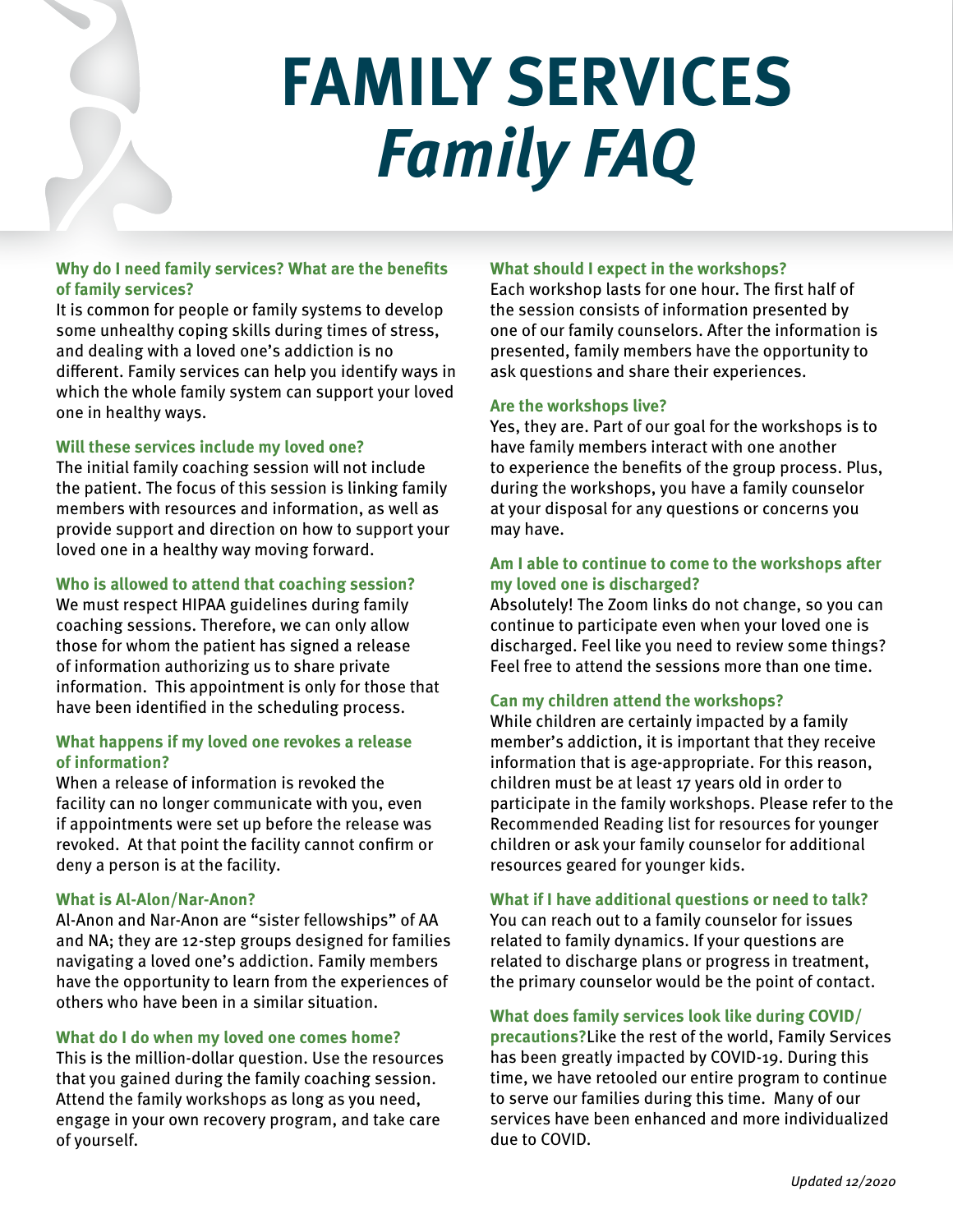# FAMILY SERVICES

## *Family FAQ*

**Why do I need family services? What are the benefits of family services?**

It is common for people or family systems to develop some unhealthy coping skills during times of stress, and dealing with a loved one's addiction is no different. Family services can help you identify ways in which the whole family system can support your loved one in healthy ways.

**Will these services include my loved one?**

The initial family coaching session will not include the patient. The focus of this session is linking family members with resources and information, as well as provide support and direction on how to support your loved one in a healthy way moving forward.

**Who is allowed to attend that coaching session?**

We must respect HIPAA guidelines during family coaching sessions. Therefore, we can only allow those for whom the patient has signed a release of information authorizing us to share private information. This appointment is only for those that have been identified in the scheduling process.

**What happens if my loved one revokes a release of information?**

When a release of information is revoked the facility can no longer communicate with you, even if appointments were set up before the release was revoked. At that point the facility cannot confirm or deny a person is at the facility.

**What is Al-Alon/Nar-Anon?**

Al-Anon and Nar-Anon are "sister fellowships" of AA and NA; they are 12-step groups designed for families navigating a loved one's addiction. Family members have the opportunity to learn from the experiences of others who have been in a similar situation.

**What do I do when my loved one comes home?**

This is the million-dollar question. Use the resources that you gained during the family coaching session. Attend the family workshops as long as you need, engage in your own recovery program, and take care of yourself.

**What should I expect in the workshops?**

Each workshop lasts for one hour. The first half of the session consists of information presented by one of our family counselors. After the information is presented, family members have the opportunity to ask questions and share their experiences.

**Are the workshops live?**

Yes, they are. Part of our goal for the workshops is to have family members interact with one another to experience the benefits of the group process. Plus, during the workshops, you have a family counselor at your disposal for any questions or concerns you may have.

**Am I able to continue to come to the workshops after my loved one is discharged?**

Absolutely! The Zoom links do not change, so you can continue to participate even when your loved one is discharged. Feel like you need to review some things? Feel free to attend the sessions more than one time.

**Can my children attend the workshops?**

While children are certainly impacted by a family member's addiction, it is important that they receive information that is age-appropriate. For this reason, children must be at least 17 years old in order to participate in the family workshops. Please refer to the Recommended Reading list for resources for younger children or ask your family counselor for additional resources geared for younger kids.

**What if I have additional questions or need to talk?**

You can reach out to a family counselor for issues related to family dynamics. If your questions are related to discharge plans or progress in treatment, the primary counselor would be the point of contact.

**What does family services look like during COVID/precautions?** Like the rest of the world, Family Services has been greatly impacted by COVID-19. During this time, we have retooled our entire program to continue to serve our families during this time. Many of our services have been enhanced and more individualized due to COVID.

*Updated 12/2020*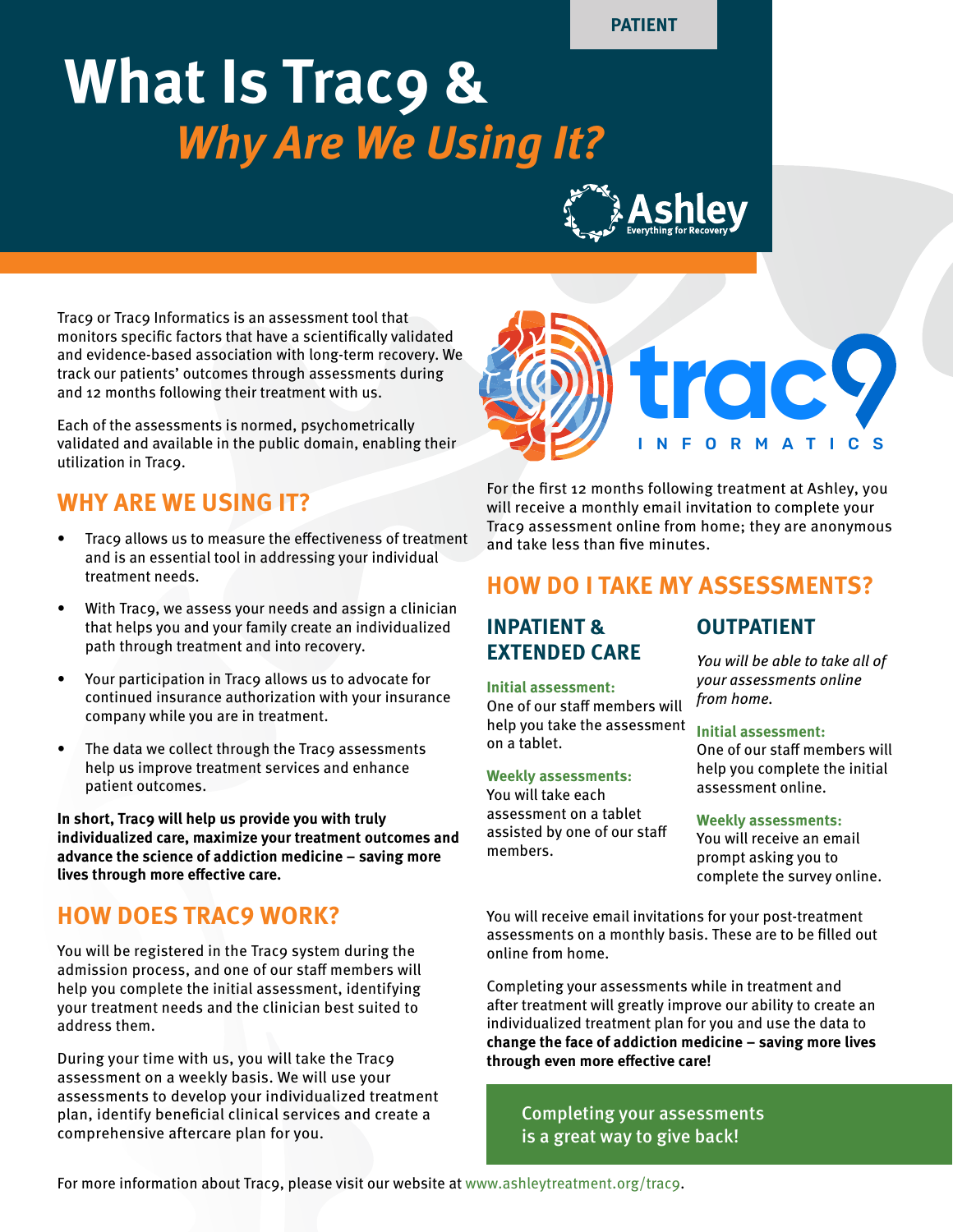PATIENT

# What Is Trac9 & *Why Are We Using It?*

Trac9 or Trac9 Informatics is an assessment tool that monitors specific factors that have a scientifically validated and evidence-based association with long-term recovery. We track our patients' outcomes through assessments during and 12 months following their treatment with us.

Each of the assessments is normed, psychometrically validated and available in the public domain, enabling their utilization in Trac9.

## WHY ARE WE USING IT?

- Trac9 allows us to measure the effectiveness of treatment and is an essential tool in addressing your individual treatment needs.
- With Trac9, we assess your needs and assign a clinician that helps you and your family create an individualized path through treatment and into recovery.
- Your participation in Trac9 allows us to advocate for continued insurance authorization with your insurance company while you are in treatment.
- The data we collect through the Trac9 assessments help us improve treatment services and enhance patient outcomes.

**In short, Trac9 will help us provide you with truly individualized care, maximize your treatment outcomes and advance the science of addiction medicine – saving more lives through more effective care.**

## HOW DOES TRAC9 WORK?

You will be registered in the Trac9 system during the admission process, and one of our staff members will help you complete the initial assessment, identifying your treatment needs and the clinician best suited to address them.

During your time with us, you will take the Trac9 assessment on a weekly basis. We will use your assessments to develop your individualized treatment plan, identify beneficial clinical services and create a comprehensive aftercare plan for you.

For the first 12 months following treatment at Ashley, you will receive a monthly email invitation to complete your Trac9 assessment online from home; they are anonymous and take less than five minutes.

## HOW DO I TAKE MY ASSESSMENTS?

### INPATIENT & EXTENDED CARE

**Initial assessment:**
One of our staff members will help you take the assessment on a tablet.

**Weekly assessments:**
You will take each assessment on a tablet assisted by one of our staff members.

### OUTPATIENT

*You will be able to take all of your assessments online from home.*

**Initial assessment:**
One of our staff members will help you complete the initial assessment online.

**Weekly assessments:**
You will receive an email prompt asking you to complete the survey online.

You will receive email invitations for your post-treatment assessments on a monthly basis. These are to be filled out online from home.

Completing your assessments while in treatment and after treatment will greatly improve our ability to create an individualized treatment plan for you and use the data to **change the face of addiction medicine – saving more lives through even more effective care!**

Completing your assessments is a great way to give back!

For more information about Trac9, please visit our website at www.ashleytreatment.org/trac9.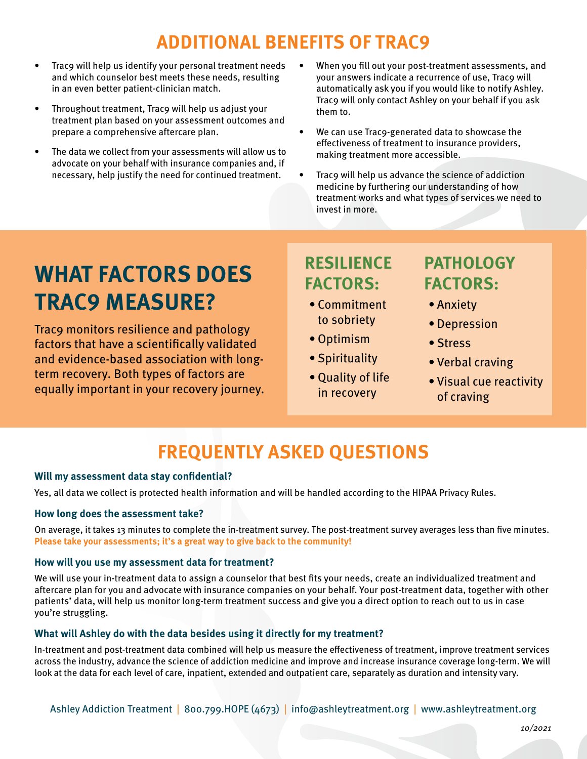## ADDITIONAL BENEFITS OF TRAC9

- Trac9 will help us identify your personal treatment needs and which counselor best meets these needs, resulting in an even better patient-clinician match.
- Throughout treatment, Trac9 will help us adjust your treatment plan based on your assessment outcomes and prepare a comprehensive aftercare plan.
- The data we collect from your assessments will allow us to advocate on your behalf with insurance companies and, if necessary, help justify the need for continued treatment.
- When you fill out your post-treatment assessments, and your answers indicate a recurrence of use, Trac9 will automatically ask you if you would like to notify Ashley. Trac9 will only contact Ashley on your behalf if you ask them to.
- We can use Trac9-generated data to showcase the effectiveness of treatment to insurance providers, making treatment more accessible.
- Trac9 will help us advance the science of addiction medicine by furthering our understanding of how treatment works and what types of services we need to invest in more.

## WHAT FACTORS DOES TRAC9 MEASURE?

Trac9 monitors resilience and pathology factors that have a scientifically validated and evidence-based association with long-term recovery. Both types of factors are equally important in your recovery journey.

### RESILIENCE FACTORS:

- Commitment to sobriety
- Optimism
- Spirituality
- Quality of life in recovery

### PATHOLOGY FACTORS:

- Anxiety
- Depression
- Stress
- Verbal craving
- Visual cue reactivity of craving

## FREQUENTLY ASKED QUESTIONS

**Will my assessment data stay confidential?**

Yes, all data we collect is protected health information and will be handled according to the HIPAA Privacy Rules.

**How long does the assessment take?**

On average, it takes 13 minutes to complete the in-treatment survey. The post-treatment survey averages less than five minutes. **Please take your assessments; it's a great way to give back to the community!**

**How will you use my assessment data for treatment?**

We will use your in-treatment data to assign a counselor that best fits your needs, create an individualized treatment and aftercare plan for you and advocate with insurance companies on your behalf. Your post-treatment data, together with other patients' data, will help us monitor long-term treatment success and give you a direct option to reach out to us in case you're struggling.

**What will Ashley do with the data besides using it directly for my treatment?**

In-treatment and post-treatment data combined will help us measure the effectiveness of treatment, improve treatment services across the industry, advance the science of addiction medicine and improve and increase insurance coverage long-term. We will look at the data for each level of care, inpatient, extended and outpatient care, separately as duration and intensity vary.

Ashley Addiction Treatment | 800.799.HOPE (4673) | info@ashleytreatment.org | www.ashleytreatment.org

*10/2021*